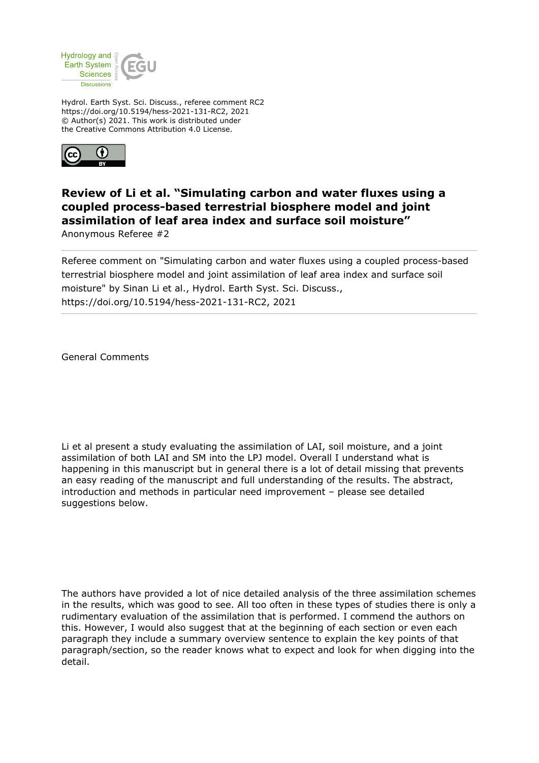Hydrol. Earth Syst. Sci. Discuss., referee comment RC2
https://doi.org/10.5194/hess-2021-131-RC2, 2021
© Author(s) 2021. This work is distributed under
the Creative Commons Attribution 4.0 License.

## Review of Li et al. "Simulating carbon and water fluxes using a coupled process-based terrestrial biosphere model and joint assimilation of leaf area index and surface soil moisture"

Anonymous Referee #2

---

Referee comment on "Simulating carbon and water fluxes using a coupled process-based terrestrial biosphere model and joint assimilation of leaf area index and surface soil moisture" by Sinan Li et al., Hydrol. Earth Syst. Sci. Discuss., https://doi.org/10.5194/hess-2021-131-RC2, 2021

---

General Comments

Li et al present a study evaluating the assimilation of LAI, soil moisture, and a joint assimilation of both LAI and SM into the LPJ model. Overall I understand what is happening in this manuscript but in general there is a lot of detail missing that prevents an easy reading of the manuscript and full understanding of the results. The abstract, introduction and methods in particular need improvement – please see detailed suggestions below.

The authors have provided a lot of nice detailed analysis of the three assimilation schemes in the results, which was good to see. All too often in these types of studies there is only a rudimentary evaluation of the assimilation that is performed. I commend the authors on this. However, I would also suggest that at the beginning of each section or even each paragraph they include a summary overview sentence to explain the key points of that paragraph/section, so the reader knows what to expect and look for when digging into the detail.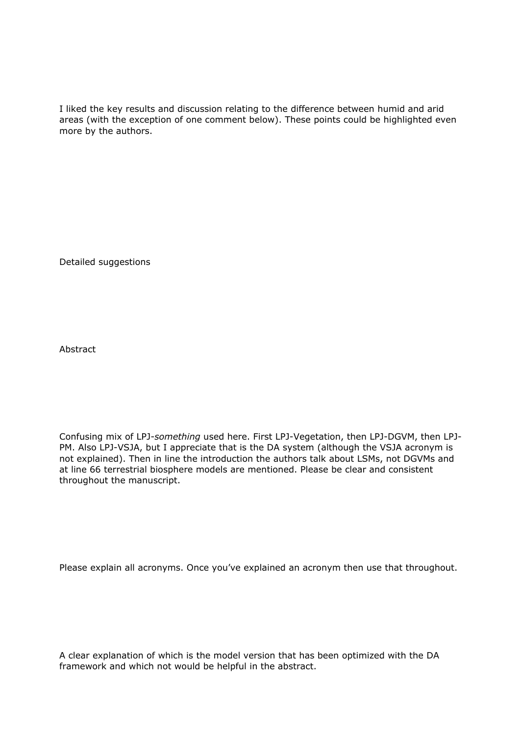I liked the key results and discussion relating to the difference between humid and arid areas (with the exception of one comment below). These points could be highlighted even more by the authors.

Detailed suggestions

Abstract

Confusing mix of LPJ-*something* used here. First LPJ-Vegetation, then LPJ-DGVM, then LPJ-PM. Also LPJ-VSJA, but I appreciate that is the DA system (although the VSJA acronym is not explained). Then in line the introduction the authors talk about LSMs, not DGVMs and at line 66 terrestrial biosphere models are mentioned. Please be clear and consistent throughout the manuscript.

Please explain all acronyms. Once you've explained an acronym then use that throughout.

A clear explanation of which is the model version that has been optimized with the DA framework and which not would be helpful in the abstract.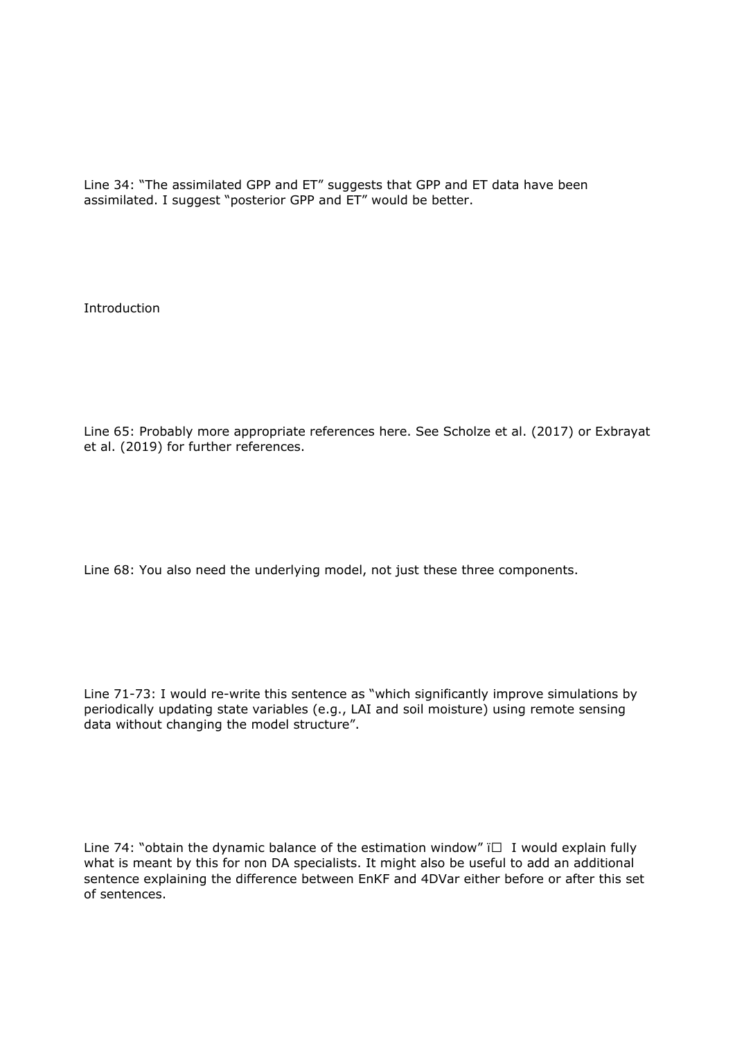Line 34: "The assimilated GPP and ET" suggests that GPP and ET data have been assimilated. I suggest "posterior GPP and ET" would be better.

## Introduction

Line 65: Probably more appropriate references here. See Scholze et al. (2017) or Exbrayat et al. (2019) for further references.

Line 68: You also need the underlying model, not just these three components.

Line 71-73: I would re-write this sentence as "which significantly improve simulations by periodically updating state variables (e.g., LAI and soil moisture) using remote sensing data without changing the model structure".

Line 74: "obtain the dynamic balance of the estimation window" ï I would explain fully what is meant by this for non DA specialists. It might also be useful to add an additional sentence explaining the difference between EnKF and 4DVar either before or after this set of sentences.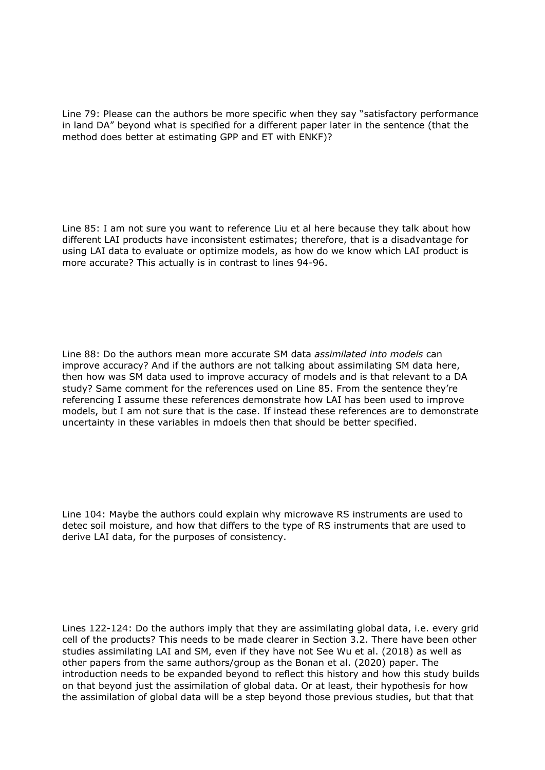Line 79: Please can the authors be more specific when they say "satisfactory performance in land DA" beyond what is specified for a different paper later in the sentence (that the method does better at estimating GPP and ET with ENKF)?

Line 85: I am not sure you want to reference Liu et al here because they talk about how different LAI products have inconsistent estimates; therefore, that is a disadvantage for using LAI data to evaluate or optimize models, as how do we know which LAI product is more accurate? This actually is in contrast to lines 94-96.

Line 88: Do the authors mean more accurate SM data *assimilated into models* can improve accuracy? And if the authors are not talking about assimilating SM data here, then how was SM data used to improve accuracy of models and is that relevant to a DA study? Same comment for the references used on Line 85. From the sentence they're referencing I assume these references demonstrate how LAI has been used to improve models, but I am not sure that is the case. If instead these references are to demonstrate uncertainty in these variables in mdoels then that should be better specified.

Line 104: Maybe the authors could explain why microwave RS instruments are used to detec soil moisture, and how that differs to the type of RS instruments that are used to derive LAI data, for the purposes of consistency.

Lines 122-124: Do the authors imply that they are assimilating global data, i.e. every grid cell of the products? This needs to be made clearer in Section 3.2. There have been other studies assimilating LAI and SM, even if they have not See Wu et al. (2018) as well as other papers from the same authors/group as the Bonan et al. (2020) paper. The introduction needs to be expanded beyond to reflect this history and how this study builds on that beyond just the assimilation of global data. Or at least, their hypothesis for how the assimilation of global data will be a step beyond those previous studies, but that that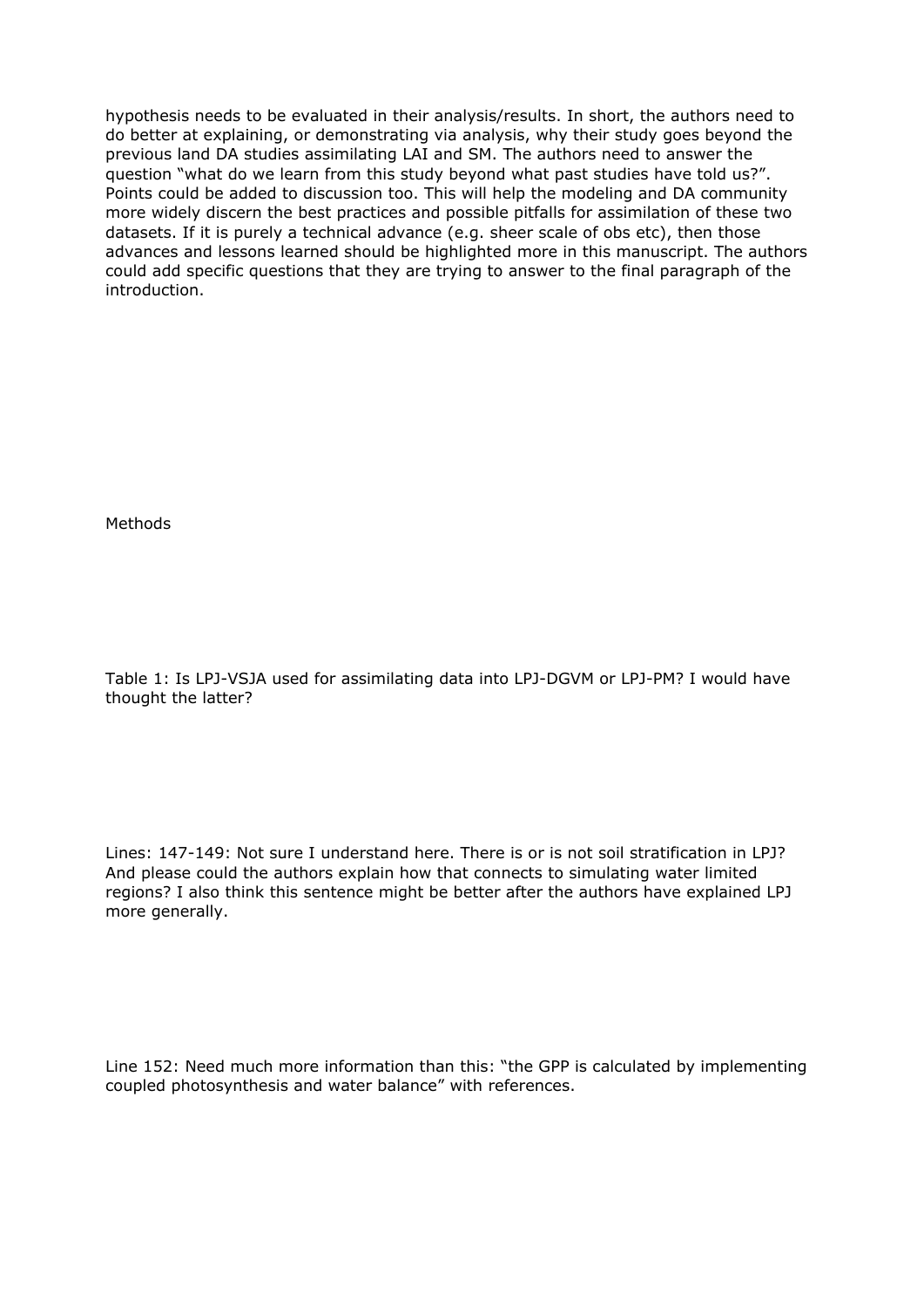hypothesis needs to be evaluated in their analysis/results. In short, the authors need to do better at explaining, or demonstrating via analysis, why their study goes beyond the previous land DA studies assimilating LAI and SM. The authors need to answer the question "what do we learn from this study beyond what past studies have told us?". Points could be added to discussion too. This will help the modeling and DA community more widely discern the best practices and possible pitfalls for assimilation of these two datasets. If it is purely a technical advance (e.g. sheer scale of obs etc), then those advances and lessons learned should be highlighted more in this manuscript. The authors could add specific questions that they are trying to answer to the final paragraph of the introduction.

Methods

Table 1: Is LPJ-VSJA used for assimilating data into LPJ-DGVM or LPJ-PM? I would have thought the latter?

Lines: 147-149: Not sure I understand here. There is or is not soil stratification in LPJ? And please could the authors explain how that connects to simulating water limited regions? I also think this sentence might be better after the authors have explained LPJ more generally.

Line 152: Need much more information than this: "the GPP is calculated by implementing coupled photosynthesis and water balance" with references.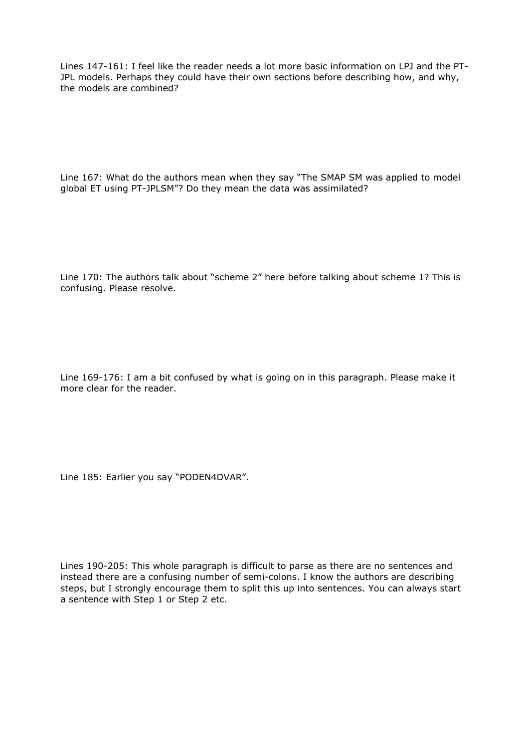Lines 147-161: I feel like the reader needs a lot more basic information on LPJ and the PT-JPL models. Perhaps they could have their own sections before describing how, and why, the models are combined?

Line 167: What do the authors mean when they say "The SMAP SM was applied to model global ET using PT-JPLSM"? Do they mean the data was assimilated?

Line 170: The authors talk about "scheme 2" here before talking about scheme 1? This is confusing. Please resolve.

Line 169-176: I am a bit confused by what is going on in this paragraph. Please make it more clear for the reader.

Line 185: Earlier you say "PODEN4DVAR".

Lines 190-205: This whole paragraph is difficult to parse as there are no sentences and instead there are a confusing number of semi-colons. I know the authors are describing steps, but I strongly encourage them to split this up into sentences. You can always start a sentence with Step 1 or Step 2 etc.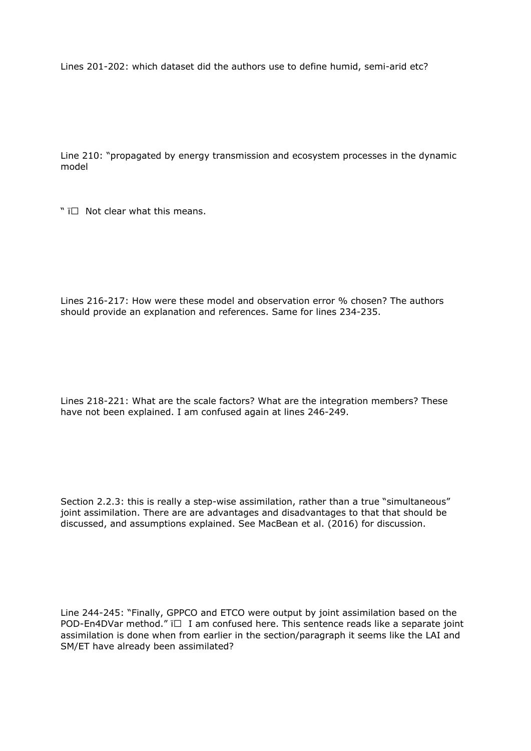Lines 201-202: which dataset did the authors use to define humid, semi-arid etc?

Line 210: "propagated by energy transmission and ecosystem processes in the dynamic model

" ï Not clear what this means.

Lines 216-217: How were these model and observation error % chosen? The authors should provide an explanation and references. Same for lines 234-235.

Lines 218-221: What are the scale factors? What are the integration members? These have not been explained. I am confused again at lines 246-249.

Section 2.2.3: this is really a step-wise assimilation, rather than a true "simultaneous" joint assimilation. There are are advantages and disadvantages to that that should be discussed, and assumptions explained. See MacBean et al. (2016) for discussion.

Line 244-245: "Finally, GPPCO and ETCO were output by joint assimilation based on the POD-En4DVar method." ï I am confused here. This sentence reads like a separate joint assimilation is done when from earlier in the section/paragraph it seems like the LAI and SM/ET have already been assimilated?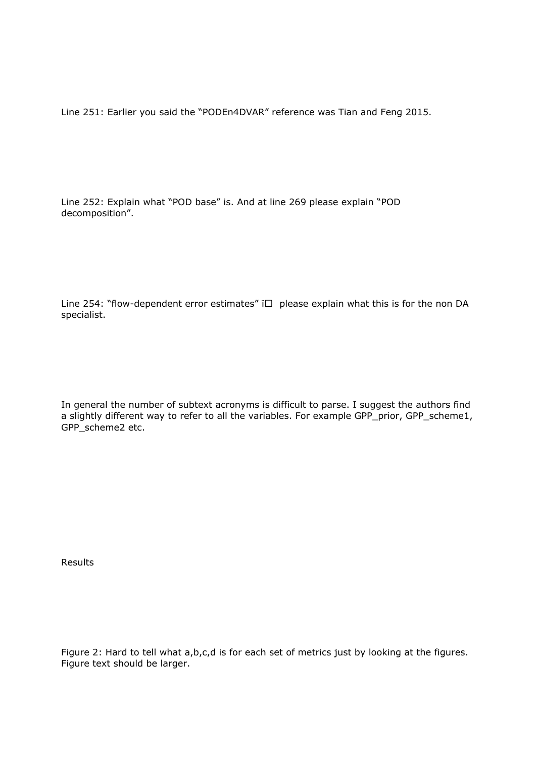Line 251: Earlier you said the "PODEn4DVAR" reference was Tian and Feng 2015.

Line 252: Explain what "POD base" is. And at line 269 please explain "POD decomposition".

Line 254: "flow-dependent error estimates" ï□ please explain what this is for the non DA specialist.

In general the number of subtext acronyms is difficult to parse. I suggest the authors find a slightly different way to refer to all the variables. For example GPP_prior, GPP_scheme1, GPP_scheme2 etc.

Results

Figure 2: Hard to tell what a,b,c,d is for each set of metrics just by looking at the figures. Figure text should be larger.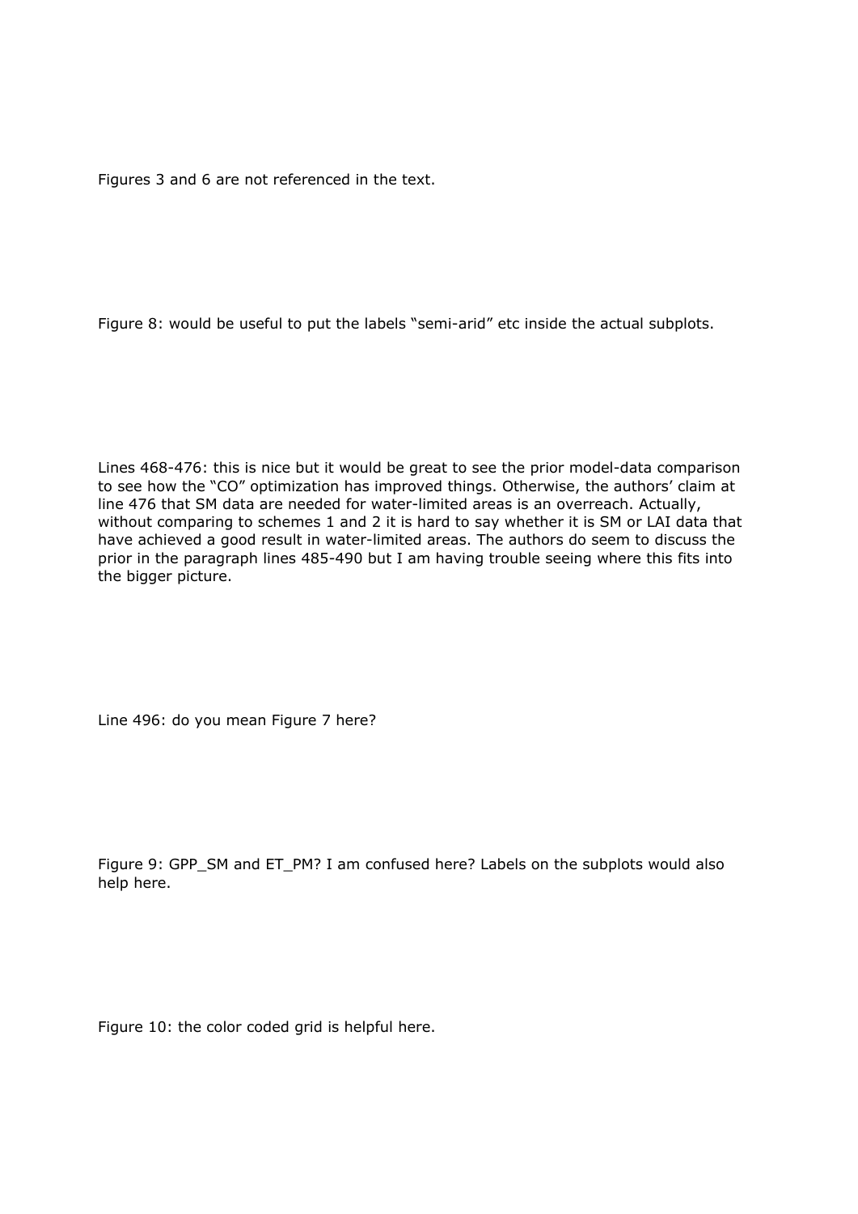Figures 3 and 6 are not referenced in the text.

Figure 8: would be useful to put the labels “semi-arid” etc inside the actual subplots.

Lines 468-476: this is nice but it would be great to see the prior model-data comparison to see how the “CO” optimization has improved things. Otherwise, the authors’ claim at line 476 that SM data are needed for water-limited areas is an overreach. Actually, without comparing to schemes 1 and 2 it is hard to say whether it is SM or LAI data that have achieved a good result in water-limited areas. The authors do seem to discuss the prior in the paragraph lines 485-490 but I am having trouble seeing where this fits into the bigger picture.

Line 496: do you mean Figure 7 here?

Figure 9: GPP_SM and ET_PM? I am confused here? Labels on the subplots would also help here.

Figure 10: the color coded grid is helpful here.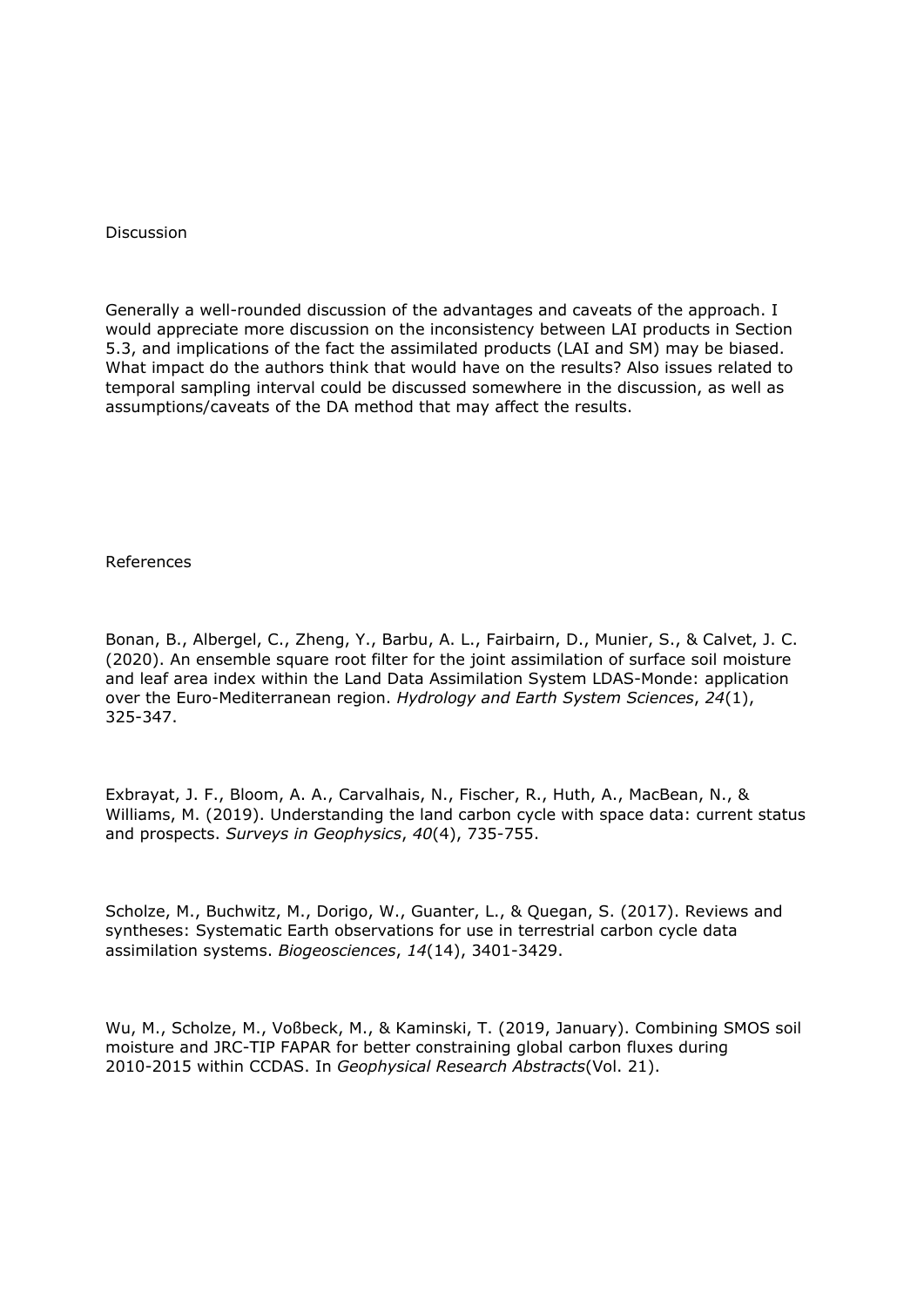## Discussion

Generally a well-rounded discussion of the advantages and caveats of the approach. I would appreciate more discussion on the inconsistency between LAI products in Section 5.3, and implications of the fact the assimilated products (LAI and SM) may be biased. What impact do the authors think that would have on the results? Also issues related to temporal sampling interval could be discussed somewhere in the discussion, as well as assumptions/caveats of the DA method that may affect the results.

## References

Bonan, B., Albergel, C., Zheng, Y., Barbu, A. L., Fairbairn, D., Munier, S., & Calvet, J. C. (2020). An ensemble square root filter for the joint assimilation of surface soil moisture and leaf area index within the Land Data Assimilation System LDAS-Monde: application over the Euro-Mediterranean region. *Hydrology and Earth System Sciences*, *24*(1), 325-347.

Exbrayat, J. F., Bloom, A. A., Carvalhais, N., Fischer, R., Huth, A., MacBean, N., & Williams, M. (2019). Understanding the land carbon cycle with space data: current status and prospects. *Surveys in Geophysics*, *40*(4), 735-755.

Scholze, M., Buchwitz, M., Dorigo, W., Guanter, L., & Quegan, S. (2017). Reviews and syntheses: Systematic Earth observations for use in terrestrial carbon cycle data assimilation systems. *Biogeosciences*, *14*(14), 3401-3429.

Wu, M., Scholze, M., Voßbeck, M., & Kaminski, T. (2019, January). Combining SMOS soil moisture and JRC-TIP FAPAR for better constraining global carbon fluxes during 2010-2015 within CCDAS. In *Geophysical Research Abstracts*(Vol. 21).